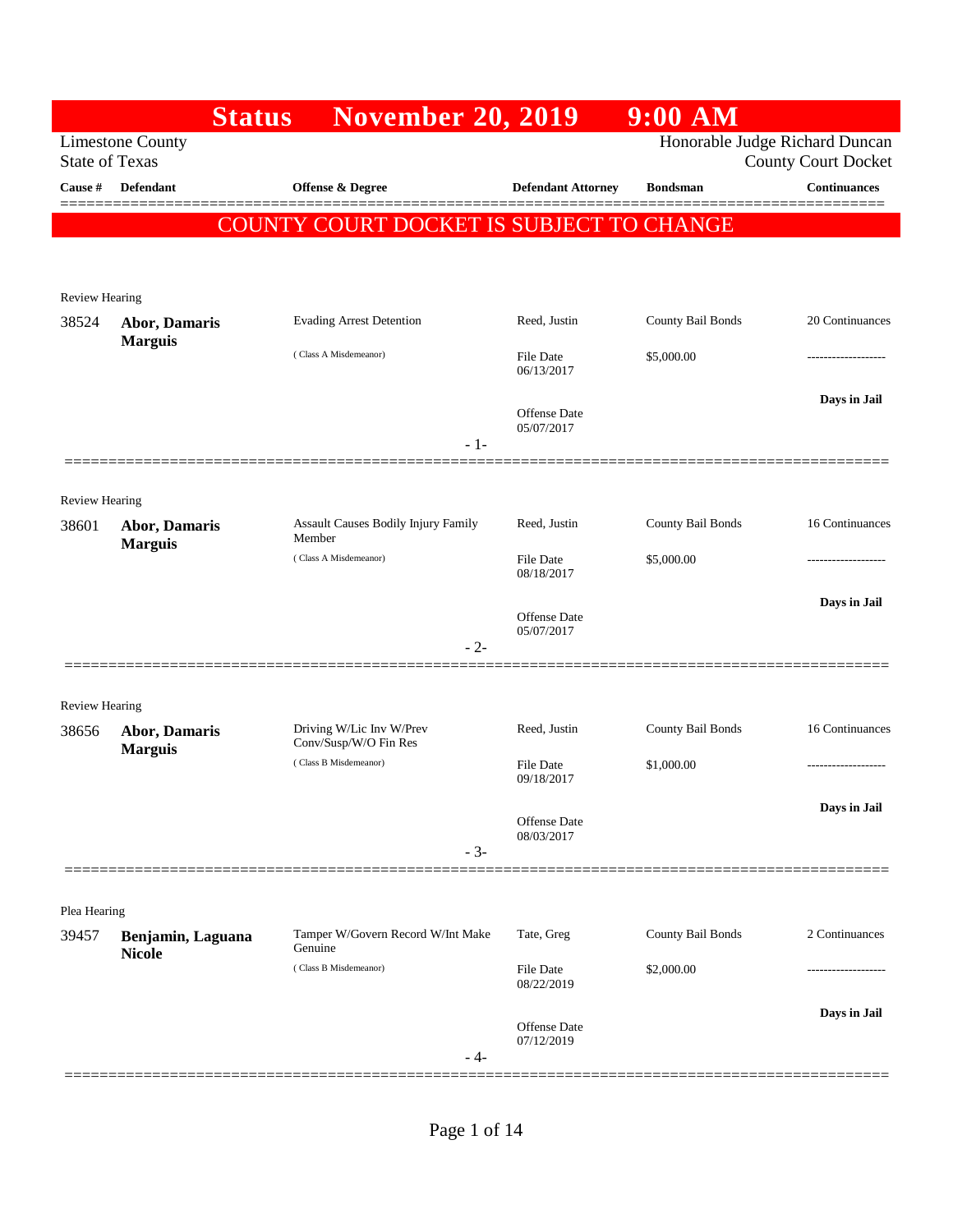# Status November 20, 2019 9:00 AM

Limestone County
State of Texas

Honorable Judge Richard Duncan
County Court Docket

**COUNTY COURT DOCKET IS SUBJECT TO CHANGE**

| Cause # | Defendant | Offense & Degree | Defendant Attorney | Bondsman | Continuances |
|---|---|---|---|---|---|
| Review Hearing | | | | | |
| 38524 | **Abor, Damaris Marguis** | Evading Arrest Detention (Class A Misdemeanor) | Reed, Justin<br>File Date 06/13/2017<br>Offense Date 05/07/2017 | County Bail Bonds<br>$5,000.00 | 20 Continuances<br>-------------------<br>**Days in Jail** |
| Review Hearing | | | | | |
| 38601 | **Abor, Damaris Marguis** | Assault Causes Bodily Injury Family Member (Class A Misdemeanor) | Reed, Justin<br>File Date 08/18/2017<br>Offense Date 05/07/2017 | County Bail Bonds<br>$5,000.00 | 16 Continuances<br>-------------------<br>**Days in Jail** |
| Review Hearing | | | | | |
| 38656 | **Abor, Damaris Marguis** | Driving W/Lic Inv W/Prev Conv/Susp/W/O Fin Res (Class B Misdemeanor) | Reed, Justin<br>File Date 09/18/2017<br>Offense Date 08/03/2017 | County Bail Bonds<br>$1,000.00 | 16 Continuances<br>-------------------<br>**Days in Jail** |
| Plea Hearing | | | | | |
| 39457 | **Benjamin, Laguana Nicole** | Tamper W/Govern Record W/Int Make Genuine (Class B Misdemeanor) | Tate, Greg<br>File Date 08/22/2019<br>Offense Date 07/12/2019 | County Bail Bonds<br>$2,000.00 | 2 Continuances<br>-------------------<br>**Days in Jail** |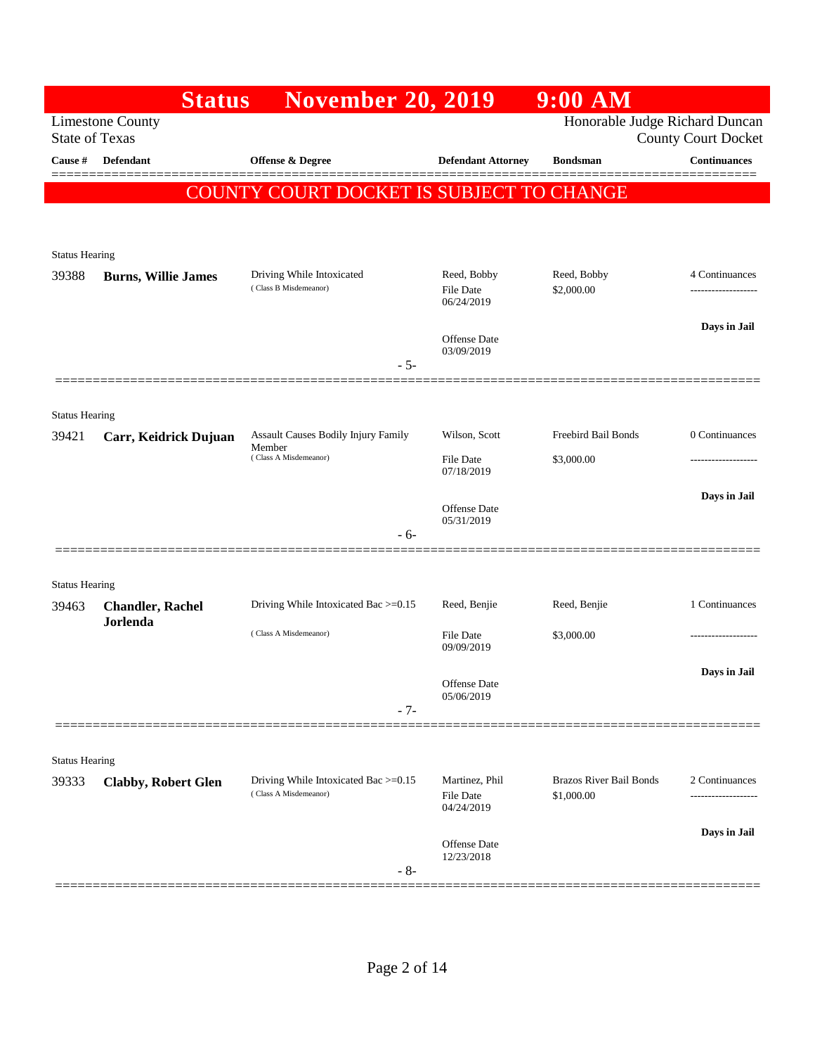# Status November 20, 2019 9:00 AM

Limestone County
State of Texas

Honorable Judge Richard Duncan
County Court Docket

**COUNTY COURT DOCKET IS SUBJECT TO CHANGE**

| Cause # | Defendant | Offense & Degree | Defendant Attorney | Bondsman | Continuances |
|---|---|---|---|---|---|
| Status Hearing | | | | | |
| 39388 | **Burns, Willie James** | Driving While Intoxicated (Class B Misdemeanor) | Reed, Bobby<br>File Date 06/24/2019<br>Offense Date 03/09/2019 | Reed, Bobby<br>$2,000.00 | 4 Continuances<br>-------------------<br>**Days in Jail** |
| | | - 5- | | | |
| Status Hearing | | | | | |
| 39421 | **Carr, Keidrick Dujuan** | Assault Causes Bodily Injury Family Member (Class A Misdemeanor) | Wilson, Scott<br>File Date 07/18/2019<br>Offense Date 05/31/2019 | Freebird Bail Bonds<br>$3,000.00 | 0 Continuances<br>-------------------<br>**Days in Jail** |
| | | - 6- | | | |
| Status Hearing | | | | | |
| 39463 | **Chandler, Rachel Jorlenda** | Driving While Intoxicated Bac >=0.15 (Class A Misdemeanor) | Reed, Benjie<br>File Date 09/09/2019<br>Offense Date 05/06/2019 | Reed, Benjie<br>$3,000.00 | 1 Continuances<br>-------------------<br>**Days in Jail** |
| | | - 7- | | | |
| Status Hearing | | | | | |
| 39333 | **Clabby, Robert Glen** | Driving While Intoxicated Bac >=0.15 (Class A Misdemeanor) | Martinez, Phil<br>File Date 04/24/2019<br>Offense Date 12/23/2018 | Brazos River Bail Bonds<br>$1,000.00 | 2 Continuances<br>-------------------<br>**Days in Jail** |
| | | - 8- | | | |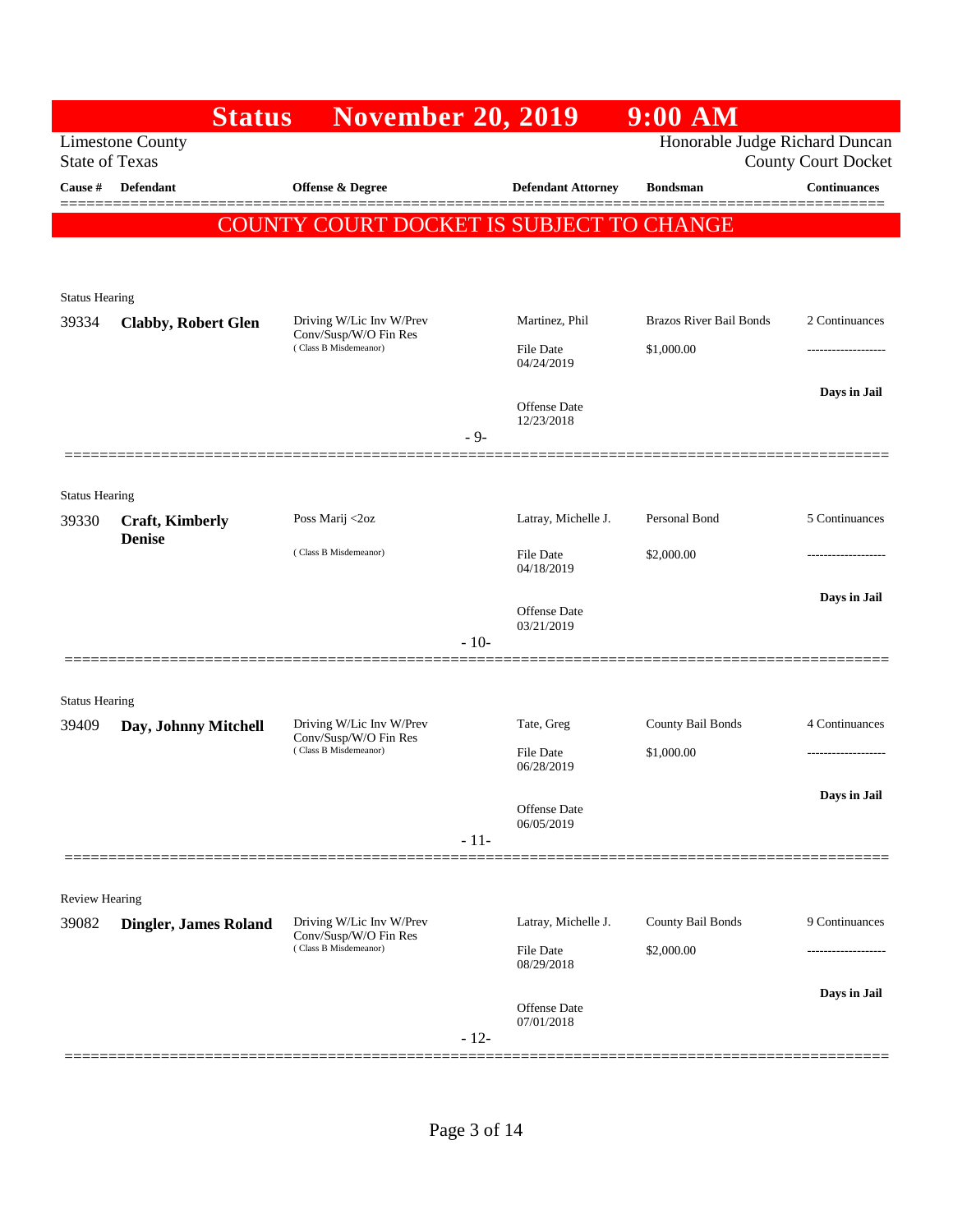# Status November 20, 2019 9:00 AM

Limestone County
State of Texas

Honorable Judge Richard Duncan
County Court Docket

| Cause # | Defendant | Offense & Degree | Defendant Attorney | Bondsman | Continuances |
|---|---|---|---|---|---|

## COUNTY COURT DOCKET IS SUBJECT TO CHANGE

Status Hearing

| Cause # | Defendant | Offense & Degree | Defendant Attorney | Bondsman | Continuances |
|---|---|---|---|---|---|
| 39334 | **Clabby, Robert Glen** | Driving W/Lic Inv W/Prev Conv/Susp/W/O Fin Res (Class B Misdemeanor) | Martinez, Phil | Brazos River Bail Bonds | 2 Continuances |
| | | | File Date 04/24/2019 | $1,000.00 | ------------------- |
| | | | Offense Date 12/23/2018 | | **Days in Jail** |

- 9-

Status Hearing

| Cause # | Defendant | Offense & Degree | Defendant Attorney | Bondsman | Continuances |
|---|---|---|---|---|---|
| 39330 | **Craft, Kimberly Denise** | Poss Marij <2oz (Class B Misdemeanor) | Latray, Michelle J. | Personal Bond | 5 Continuances |
| | | | File Date 04/18/2019 | $2,000.00 | ------------------- |
| | | | Offense Date 03/21/2019 | | **Days in Jail** |

- 10-

Status Hearing

| Cause # | Defendant | Offense & Degree | Defendant Attorney | Bondsman | Continuances |
|---|---|---|---|---|---|
| 39409 | **Day, Johnny Mitchell** | Driving W/Lic Inv W/Prev Conv/Susp/W/O Fin Res (Class B Misdemeanor) | Tate, Greg | County Bail Bonds | 4 Continuances |
| | | | File Date 06/28/2019 | $1,000.00 | ------------------- |
| | | | Offense Date 06/05/2019 | | **Days in Jail** |

- 11-

Review Hearing

| Cause # | Defendant | Offense & Degree | Defendant Attorney | Bondsman | Continuances |
|---|---|---|---|---|---|
| 39082 | **Dingler, James Roland** | Driving W/Lic Inv W/Prev Conv/Susp/W/O Fin Res (Class B Misdemeanor) | Latray, Michelle J. | County Bail Bonds | 9 Continuances |
| | | | File Date 08/29/2018 | $2,000.00 | ------------------- |
| | | | Offense Date 07/01/2018 | | **Days in Jail** |

- 12-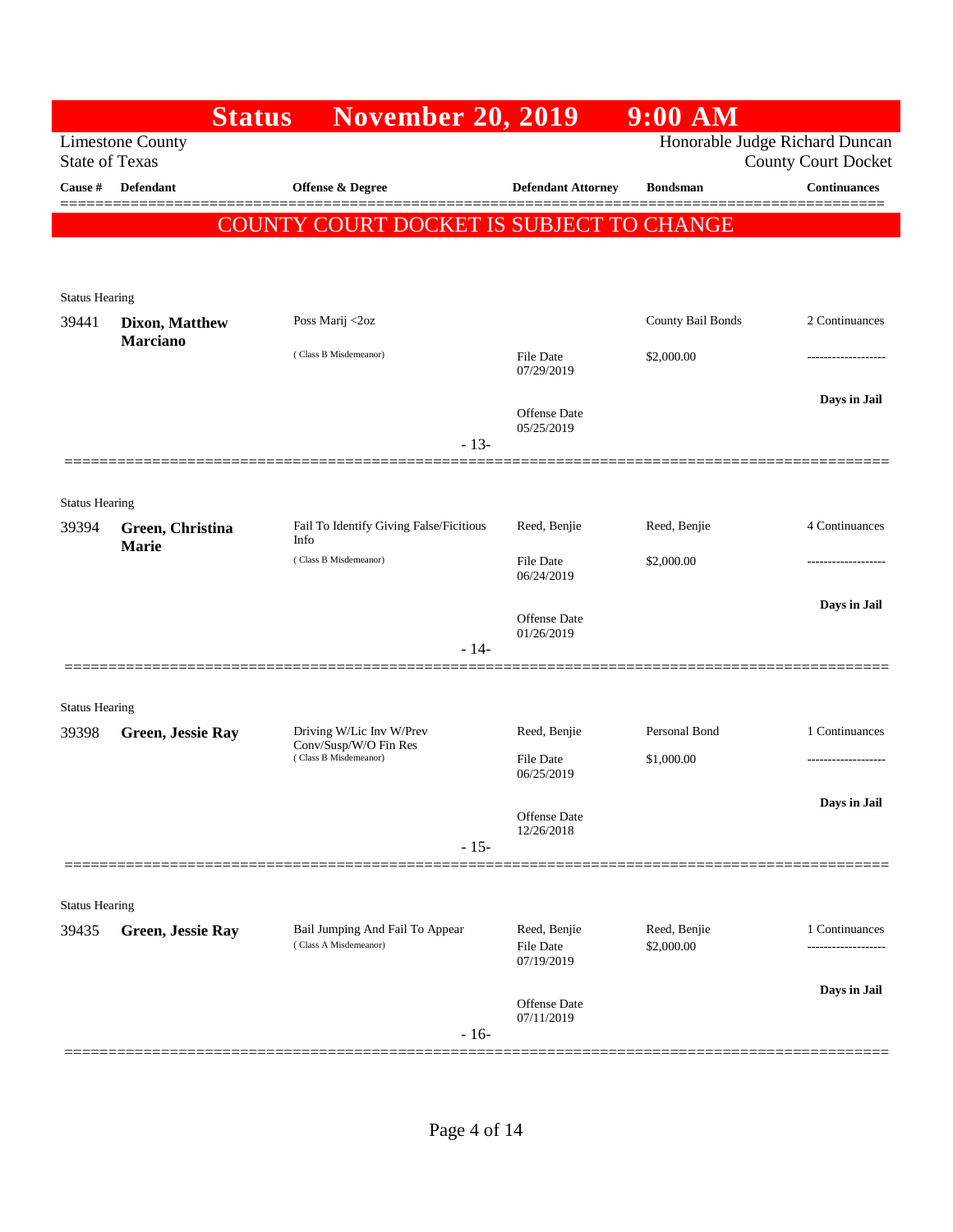# Status November 20, 2019 9:00 AM

Limestone County
State of Texas

Honorable Judge Richard Duncan
County Court Docket

**COUNTY COURT DOCKET IS SUBJECT TO CHANGE**

| Cause # | Defendant | Offense & Degree | Defendant Attorney | Bondsman | Continuances |
|---|---|---|---|---|---|
| Status Hearing | | | | | |
| 39441 | **Dixon, Matthew Marciano** | Poss Marij <2oz (Class B Misdemeanor) | File Date 07/29/2019 Offense Date 05/25/2019 | County Bail Bonds $2,000.00 | 2 Continuances ------------------- **Days in Jail** |
| | | | - 13- | | |
| Status Hearing | | | | | |
| 39394 | **Green, Christina Marie** | Fail To Identify Giving False/Ficitious Info (Class B Misdemeanor) | Reed, Benjie File Date 06/24/2019 Offense Date 01/26/2019 | Reed, Benjie $2,000.00 | 4 Continuances ------------------- **Days in Jail** |
| | | | - 14- | | |
| Status Hearing | | | | | |
| 39398 | **Green, Jessie Ray** | Driving W/Lic Inv W/Prev Conv/Susp/W/O Fin Res (Class B Misdemeanor) | Reed, Benjie File Date 06/25/2019 Offense Date 12/26/2018 | Personal Bond $1,000.00 | 1 Continuances ------------------- **Days in Jail** |
| | | | - 15- | | |
| Status Hearing | | | | | |
| 39435 | **Green, Jessie Ray** | Bail Jumping And Fail To Appear (Class A Misdemeanor) | Reed, Benjie File Date 07/19/2019 Offense Date 07/11/2019 | Reed, Benjie $2,000.00 | 1 Continuances ------------------- **Days in Jail** |
| | | | - 16- | | |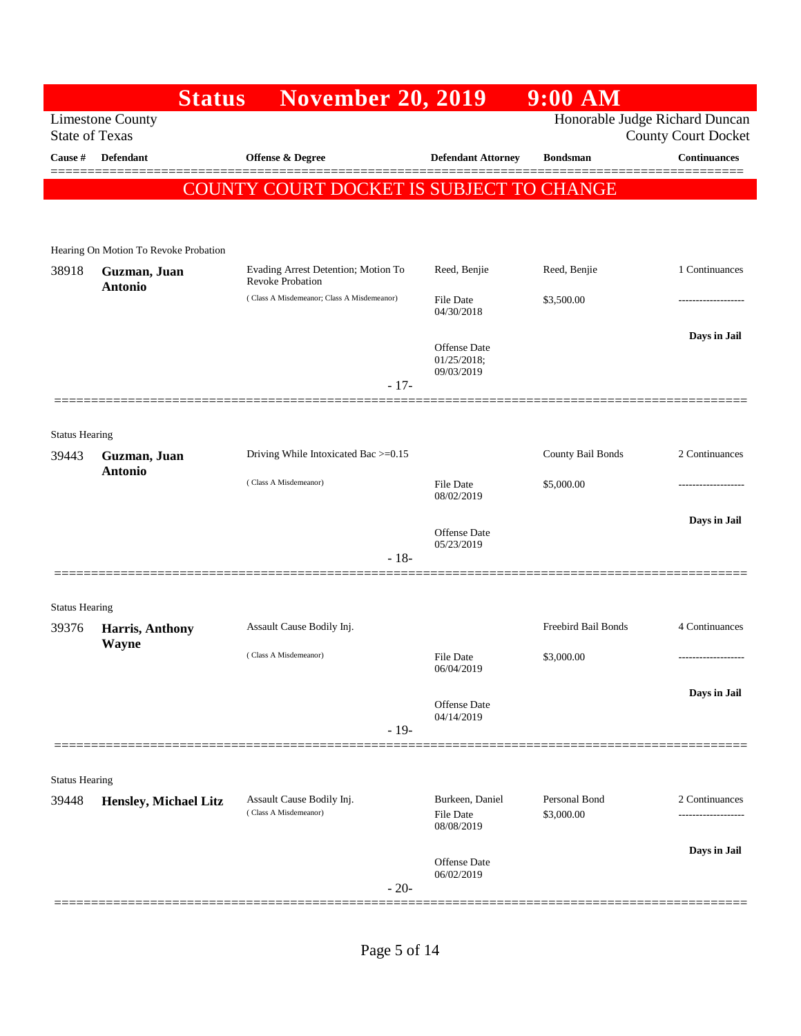# Status November 20, 2019 9:00 AM

Limestone County
State of Texas

Honorable Judge Richard Duncan
County Court Docket

**COUNTY COURT DOCKET IS SUBJECT TO CHANGE**

| Cause # | Defendant | Offense & Degree | Defendant Attorney | Bondsman | Continuances |
|---|---|---|---|---|---|
| **Hearing On Motion To Revoke Probation** | | | | | |
| 38918 | **Guzman, Juan Antonio** | Evading Arrest Detention; Motion To Revoke Probation (Class A Misdemeanor; Class A Misdemeanor) | Reed, Benjie<br>File Date 04/30/2018<br>Offense Date 01/25/2018; 09/03/2019 | Reed, Benjie<br>$3,500.00 | 1 Continuances<br>-------------------<br>**Days in Jail** |
| | | - 17- | | | |
| **Status Hearing** | | | | | |
| 39443 | **Guzman, Juan Antonio** | Driving While Intoxicated Bac >=0.15 (Class A Misdemeanor) | File Date 08/02/2019<br>Offense Date 05/23/2019 | County Bail Bonds<br>$5,000.00 | 2 Continuances<br>-------------------<br>**Days in Jail** |
| | | - 18- | | | |
| **Status Hearing** | | | | | |
| 39376 | **Harris, Anthony Wayne** | Assault Cause Bodily Inj. (Class A Misdemeanor) | File Date 06/04/2019<br>Offense Date 04/14/2019 | Freebird Bail Bonds<br>$3,000.00 | 4 Continuances<br>-------------------<br>**Days in Jail** |
| | | - 19- | | | |
| **Status Hearing** | | | | | |
| 39448 | **Hensley, Michael Litz** | Assault Cause Bodily Inj. (Class A Misdemeanor) | Burkeen, Daniel<br>File Date 08/08/2019<br>Offense Date 06/02/2019 | Personal Bond<br>$3,000.00 | 2 Continuances<br>-------------------<br>**Days in Jail** |
| | | - 20- | | | |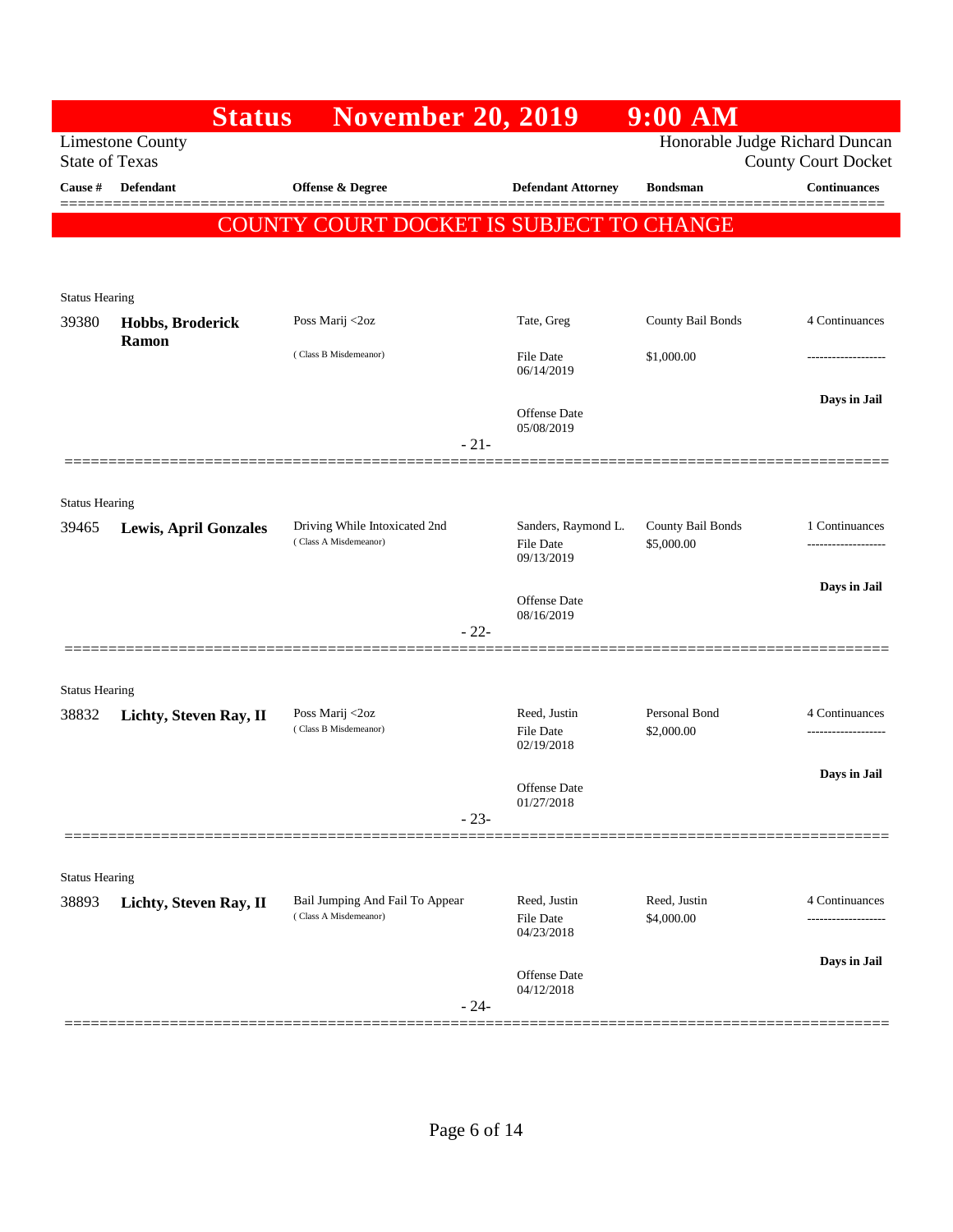# Status November 20, 2019 9:00 AM

Limestone County
State of Texas

Honorable Judge Richard Duncan
County Court Docket

| Cause # | Defendant | Offense & Degree | Defendant Attorney | Bondsman | Continuances |
|---|---|---|---|---|---|

**COUNTY COURT DOCKET IS SUBJECT TO CHANGE**

---

Status Hearing

| Cause # | Defendant | Offense & Degree | Defendant Attorney | Bondsman | Continuances |
|---|---|---|---|---|---|
| 39380 | **Hobbs, Broderick Ramon** | Poss Marij <2oz (Class B Misdemeanor) | Tate, Greg<br>File Date 06/14/2019<br>Offense Date 05/08/2019 | County Bail Bonds<br>$1,000.00 | 4 Continuances<br>-------------------<br>**Days in Jail** |

- 21-

---

Status Hearing

| Cause # | Defendant | Offense & Degree | Defendant Attorney | Bondsman | Continuances |
|---|---|---|---|---|---|
| 39465 | **Lewis, April Gonzales** | Driving While Intoxicated 2nd (Class A Misdemeanor) | Sanders, Raymond L.<br>File Date 09/13/2019<br>Offense Date 08/16/2019 | County Bail Bonds<br>$5,000.00 | 1 Continuances<br>-------------------<br>**Days in Jail** |

- 22-

---

Status Hearing

| Cause # | Defendant | Offense & Degree | Defendant Attorney | Bondsman | Continuances |
|---|---|---|---|---|---|
| 38832 | **Lichty, Steven Ray, II** | Poss Marij <2oz (Class B Misdemeanor) | Reed, Justin<br>File Date 02/19/2018<br>Offense Date 01/27/2018 | Personal Bond<br>$2,000.00 | 4 Continuances<br>-------------------<br>**Days in Jail** |

- 23-

---

Status Hearing

| Cause # | Defendant | Offense & Degree | Defendant Attorney | Bondsman | Continuances |
|---|---|---|---|---|---|
| 38893 | **Lichty, Steven Ray, II** | Bail Jumping And Fail To Appear (Class A Misdemeanor) | Reed, Justin<br>File Date 04/23/2018<br>Offense Date 04/12/2018 | Reed, Justin<br>$4,000.00 | 4 Continuances<br>-------------------<br>**Days in Jail** |

- 24-

---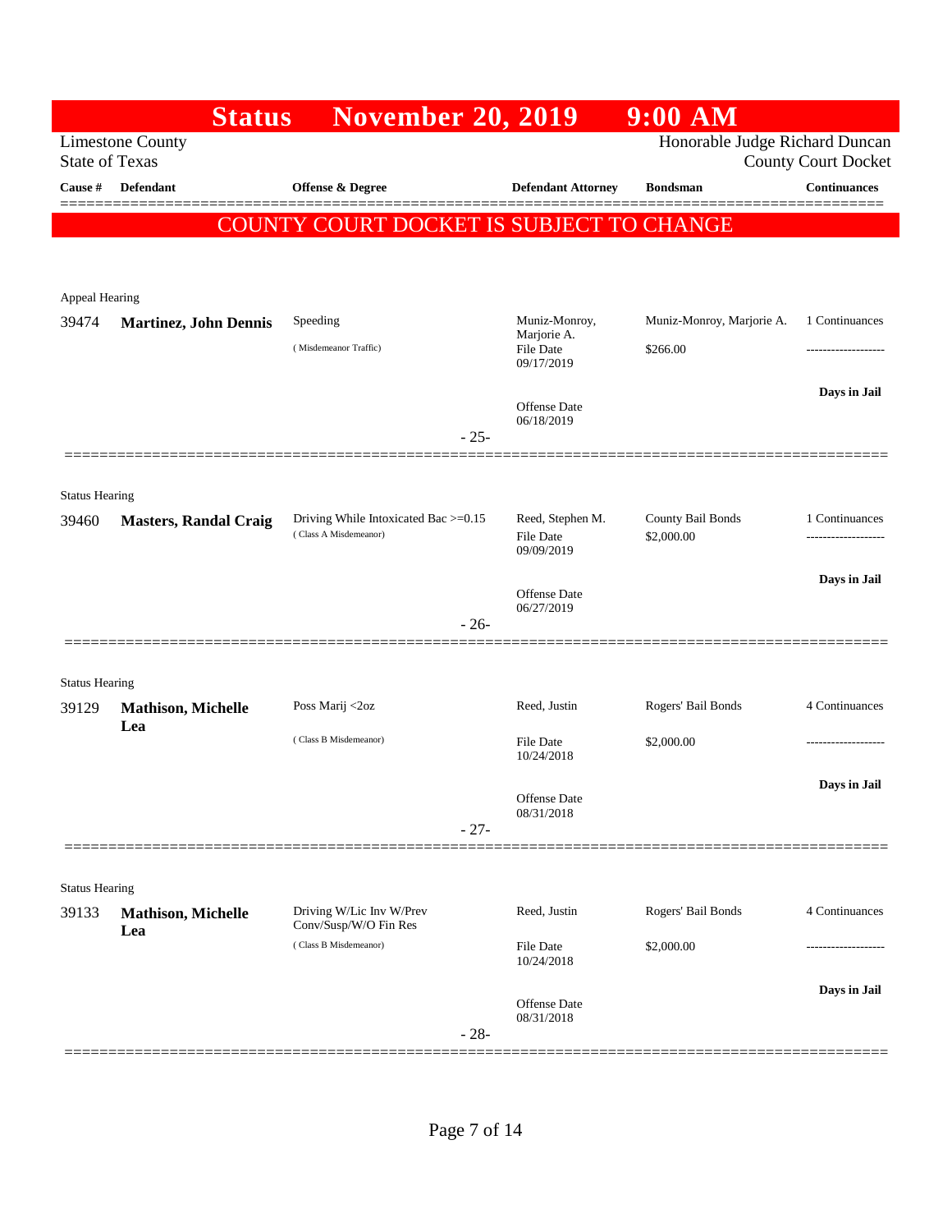# Status November 20, 2019 9:00 AM

Limestone County
State of Texas

Honorable Judge Richard Duncan
County Court Docket

**COUNTY COURT DOCKET IS SUBJECT TO CHANGE**

| Cause # | Defendant | Offense & Degree | Defendant Attorney | Bondsman | Continuances |
|---|---|---|---|---|---|
| Appeal Hearing | | | | | |
| 39474 | **Martinez, John Dennis** | Speeding (Misdemeanor Traffic) | Muniz-Monroy, Marjorie A. File Date 09/17/2019 Offense Date 06/18/2019 | Muniz-Monroy, Marjorie A. $266.00 | 1 Continuances ------------------- Days in Jail |
| - 25- | | | | | |
| Status Hearing | | | | | |
| 39460 | **Masters, Randal Craig** | Driving While Intoxicated Bac >=0.15 (Class A Misdemeanor) | Reed, Stephen M. File Date 09/09/2019 Offense Date 06/27/2019 | County Bail Bonds $2,000.00 | 1 Continuances ------------------- Days in Jail |
| - 26- | | | | | |
| Status Hearing | | | | | |
| 39129 | **Mathison, Michelle Lea** | Poss Marij <2oz (Class B Misdemeanor) | Reed, Justin File Date 10/24/2018 Offense Date 08/31/2018 | Rogers' Bail Bonds $2,000.00 | 4 Continuances ------------------- Days in Jail |
| - 27- | | | | | |
| Status Hearing | | | | | |
| 39133 | **Mathison, Michelle Lea** | Driving W/Lic Inv W/Prev Conv/Susp/W/O Fin Res (Class B Misdemeanor) | Reed, Justin File Date 10/24/2018 Offense Date 08/31/2018 | Rogers' Bail Bonds $2,000.00 | 4 Continuances ------------------- Days in Jail |
| - 28- | | | | | |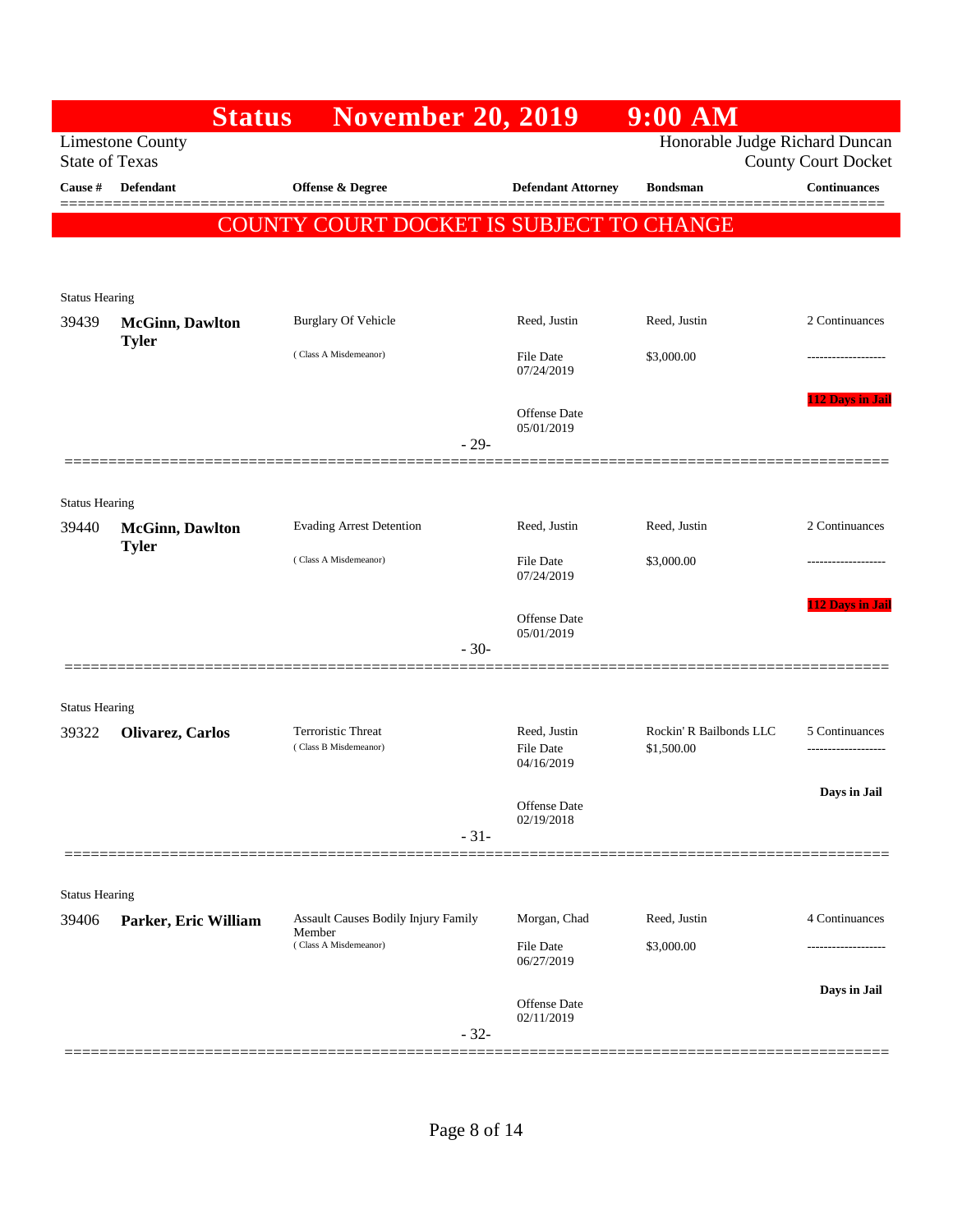# Status November 20, 2019 9:00 AM

Limestone County
State of Texas

Honorable Judge Richard Duncan
County Court Docket

**COUNTY COURT DOCKET IS SUBJECT TO CHANGE**

| Cause # | Defendant | Offense & Degree | Defendant Attorney | Bondsman | Continuances |
|---|---|---|---|---|---|
| Status Hearing | | | | | |
| 39439 | **McGinn, Dawlton Tyler** | Burglary Of Vehicle (Class A Misdemeanor) | Reed, Justin<br>File Date 07/24/2019<br>Offense Date 05/01/2019 | Reed, Justin<br>$3,000.00 | 2 Continuances<br>-------------------<br>**112 Days in Jail** |
| | | - 29- | | | |
| Status Hearing | | | | | |
| 39440 | **McGinn, Dawlton Tyler** | Evading Arrest Detention (Class A Misdemeanor) | Reed, Justin<br>File Date 07/24/2019<br>Offense Date 05/01/2019 | Reed, Justin<br>$3,000.00 | 2 Continuances<br>-------------------<br>**112 Days in Jail** |
| | | - 30- | | | |
| Status Hearing | | | | | |
| 39322 | **Olivarez, Carlos** | Terroristic Threat (Class B Misdemeanor) | Reed, Justin<br>File Date 04/16/2019<br>Offense Date 02/19/2018 | Rockin' R Bailbonds LLC<br>$1,500.00 | 5 Continuances<br>-------------------<br>**Days in Jail** |
| | | - 31- | | | |
| Status Hearing | | | | | |
| 39406 | **Parker, Eric William** | Assault Causes Bodily Injury Family Member (Class A Misdemeanor) | Morgan, Chad<br>File Date 06/27/2019<br>Offense Date 02/11/2019 | Reed, Justin<br>$3,000.00 | 4 Continuances<br>-------------------<br>**Days in Jail** |
| | | - 32- | | | |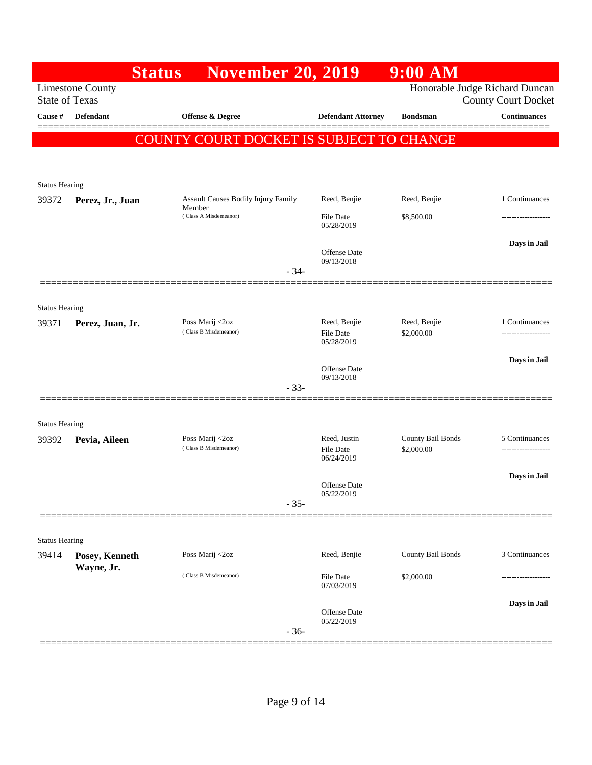# Status November 20, 2019 9:00 AM

Limestone County
State of Texas

Honorable Judge Richard Duncan
County Court Docket

| Cause # | Defendant | Offense & Degree | Defendant Attorney | Bondsman | Continuances |
|---|---|---|---|---|---|

## COUNTY COURT DOCKET IS SUBJECT TO CHANGE

Status Hearing

| Cause # | Defendant | Offense & Degree | Defendant Attorney | Bondsman | Continuances |
|---|---|---|---|---|---|
| 39372 | **Perez, Jr., Juan** | Assault Causes Bodily Injury Family Member (Class A Misdemeanor) | Reed, Benjie | Reed, Benjie | 1 Continuances |
| | | | File Date 05/28/2019 | $8,500.00 | ------------------- |
| | | | Offense Date 09/13/2018 | | Days in Jail |

- 34-

Status Hearing

| Cause # | Defendant | Offense & Degree | Defendant Attorney | Bondsman | Continuances |
|---|---|---|---|---|---|
| 39371 | **Perez, Juan, Jr.** | Poss Marij <2oz (Class B Misdemeanor) | Reed, Benjie | Reed, Benjie | 1 Continuances |
| | | | File Date 05/28/2019 | $2,000.00 | ------------------- |
| | | | Offense Date 09/13/2018 | | Days in Jail |

- 33-

Status Hearing

| Cause # | Defendant | Offense & Degree | Defendant Attorney | Bondsman | Continuances |
|---|---|---|---|---|---|
| 39392 | **Pevia, Aileen** | Poss Marij <2oz (Class B Misdemeanor) | Reed, Justin | County Bail Bonds | 5 Continuances |
| | | | File Date 06/24/2019 | $2,000.00 | ------------------- |
| | | | Offense Date 05/22/2019 | | Days in Jail |

- 35-

Status Hearing

| Cause # | Defendant | Offense & Degree | Defendant Attorney | Bondsman | Continuances |
|---|---|---|---|---|---|
| 39414 | **Posey, Kenneth Wayne, Jr.** | Poss Marij <2oz (Class B Misdemeanor) | Reed, Benjie | County Bail Bonds | 3 Continuances |
| | | | File Date 07/03/2019 | $2,000.00 | ------------------- |
| | | | Offense Date 05/22/2019 | | Days in Jail |

- 36-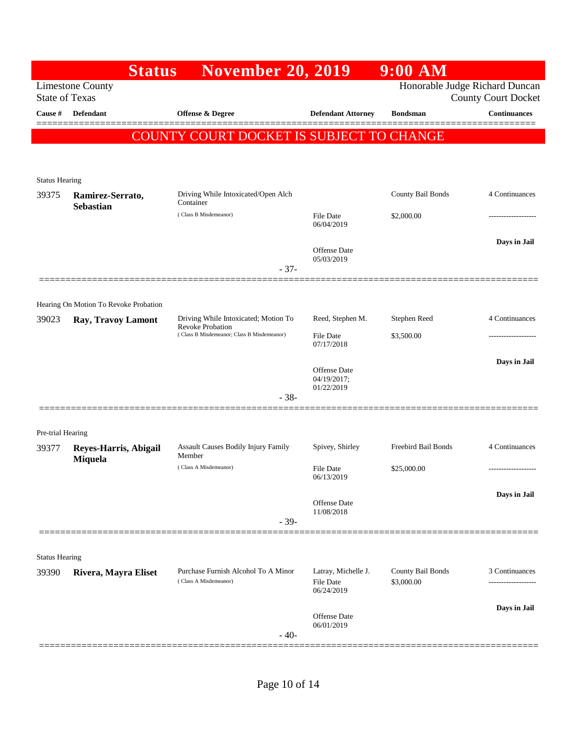# Status November 20, 2019 9:00 AM

Limestone County
State of Texas

Honorable Judge Richard Duncan
County Court Docket

| Cause # | Defendant | Offense & Degree | Defendant Attorney | Bondsman | Continuances |
|---|---|---|---|---|---|

**COUNTY COURT DOCKET IS SUBJECT TO CHANGE**

---

Status Hearing

| Cause # | Defendant | Offense & Degree | Defendant Attorney | Bondsman | Continuances |
|---|---|---|---|---|---|
| 39375 | **Ramirez-Serrato, Sebastian** | Driving While Intoxicated/Open Alch Container (Class B Misdemeanor) | File Date 06/04/2019; Offense Date 05/03/2019 | County Bail Bonds $2,000.00 | 4 Continuances; Days in Jail |

- 37-

---

Hearing On Motion To Revoke Probation

| Cause # | Defendant | Offense & Degree | Defendant Attorney | Bondsman | Continuances |
|---|---|---|---|---|---|
| 39023 | **Ray, Travoy Lamont** | Driving While Intoxicated; Motion To Revoke Probation (Class B Misdemeanor; Class B Misdemeanor) | Reed, Stephen M.; File Date 07/17/2018; Offense Date 04/19/2017; 01/22/2019 | Stephen Reed $3,500.00 | 4 Continuances; Days in Jail |

- 38-

---

Pre-trial Hearing

| Cause # | Defendant | Offense & Degree | Defendant Attorney | Bondsman | Continuances |
|---|---|---|---|---|---|
| 39377 | **Reyes-Harris, Abigail Miquela** | Assault Causes Bodily Injury Family Member (Class A Misdemeanor) | Spivey, Shirley; File Date 06/13/2019; Offense Date 11/08/2018 | Freebird Bail Bonds $25,000.00 | 4 Continuances; Days in Jail |

- 39-

---

Status Hearing

| Cause # | Defendant | Offense & Degree | Defendant Attorney | Bondsman | Continuances |
|---|---|---|---|---|---|
| 39390 | **Rivera, Mayra Eliset** | Purchase Furnish Alcohol To A Minor (Class A Misdemeanor) | Latray, Michelle J.; File Date 06/24/2019; Offense Date 06/01/2019 | County Bail Bonds $3,000.00 | 3 Continuances; Days in Jail |

- 40-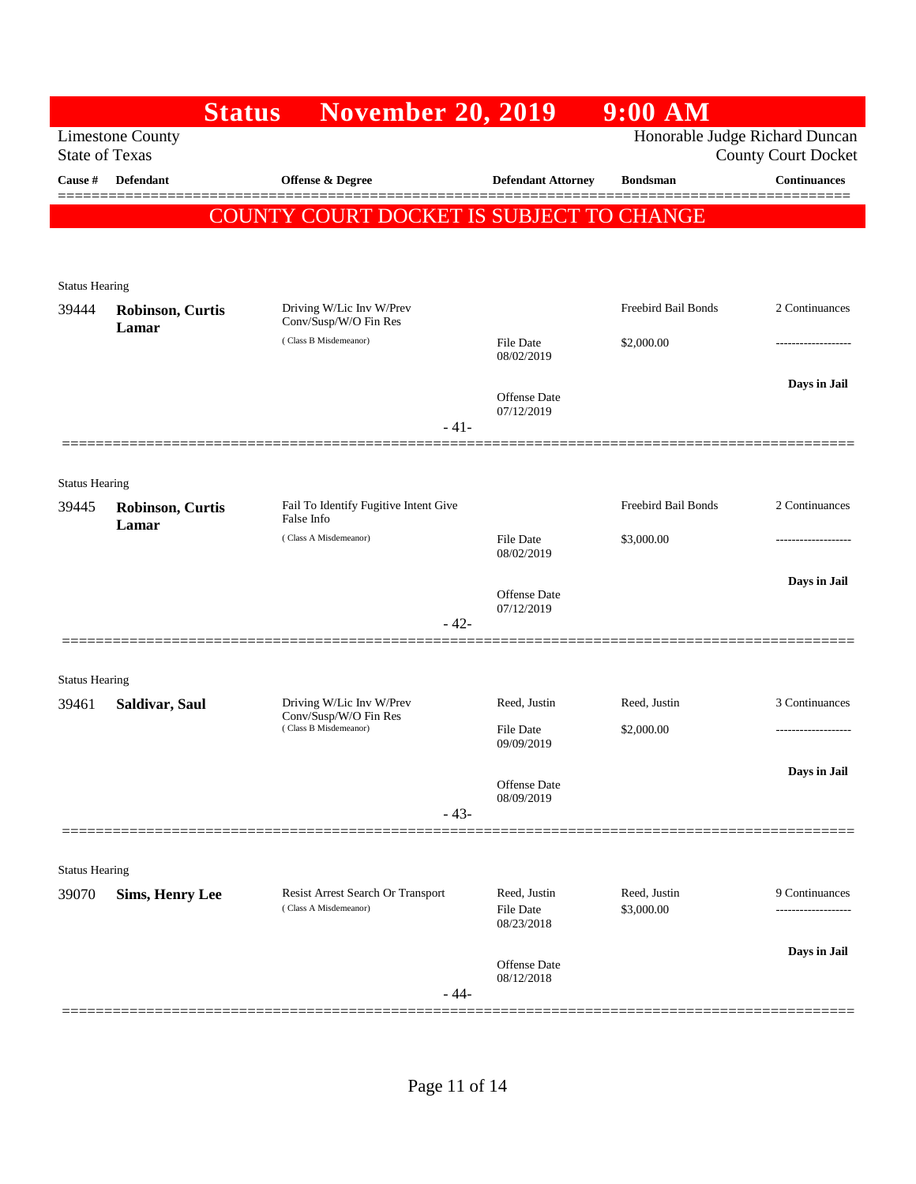# Status November 20, 2019 9:00 AM

Limestone County
State of Texas

Honorable Judge Richard Duncan
County Court Docket

**COUNTY COURT DOCKET IS SUBJECT TO CHANGE**

| Cause # | Defendant | Offense & Degree | Defendant Attorney | Bondsman | Continuances |
|---|---|---|---|---|---|
| Status Hearing | | | | | |
| 39444 | **Robinson, Curtis Lamar** | Driving W/Lic Inv W/Prev Conv/Susp/W/O Fin Res (Class B Misdemeanor) | File Date 08/02/2019<br>Offense Date 07/12/2019 | Freebird Bail Bonds<br>$2,000.00 | 2 Continuances<br>-------------------<br>**Days in Jail** |
| | | - 41- | | | |
| Status Hearing | | | | | |
| 39445 | **Robinson, Curtis Lamar** | Fail To Identify Fugitive Intent Give False Info (Class A Misdemeanor) | File Date 08/02/2019<br>Offense Date 07/12/2019 | Freebird Bail Bonds<br>$3,000.00 | 2 Continuances<br>-------------------<br>**Days in Jail** |
| | | - 42- | | | |
| Status Hearing | | | | | |
| 39461 | **Saldivar, Saul** | Driving W/Lic Inv W/Prev Conv/Susp/W/O Fin Res (Class B Misdemeanor) | Reed, Justin<br>File Date 09/09/2019<br>Offense Date 08/09/2019 | Reed, Justin<br>$2,000.00 | 3 Continuances<br>-------------------<br>**Days in Jail** |
| | | - 43- | | | |
| Status Hearing | | | | | |
| 39070 | **Sims, Henry Lee** | Resist Arrest Search Or Transport (Class A Misdemeanor) | Reed, Justin<br>File Date 08/23/2018<br>Offense Date 08/12/2018 | Reed, Justin<br>$3,000.00 | 9 Continuances<br>-------------------<br>**Days in Jail** |
| | | - 44- | | | |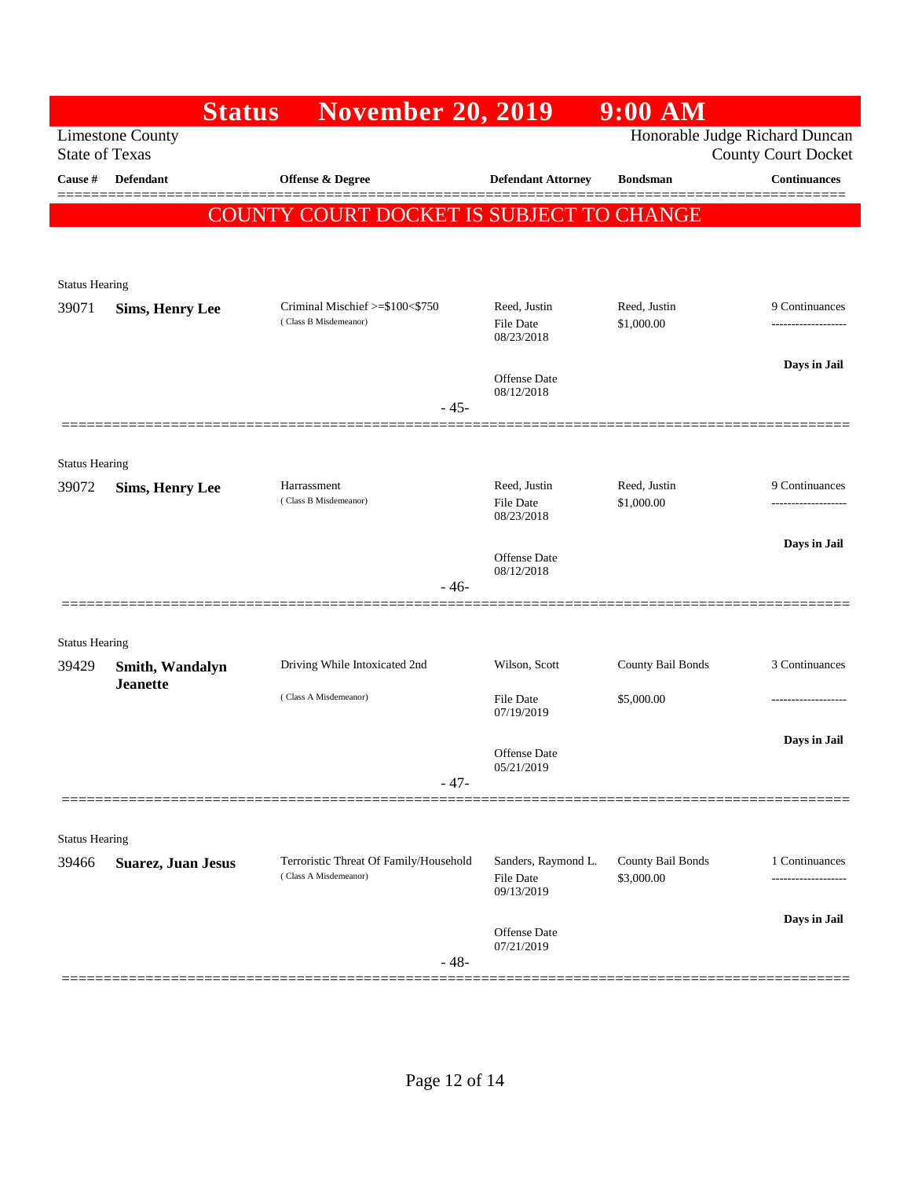# Status November 20, 2019 9:00 AM

Limestone County
State of Texas

Honorable Judge Richard Duncan
County Court Docket

| Cause # | Defendant | Offense & Degree | Defendant Attorney | Bondsman | Continuances |
|---|---|---|---|---|---|

**COUNTY COURT DOCKET IS SUBJECT TO CHANGE**

Status Hearing

| Cause # | Defendant | Offense & Degree | Defendant Attorney | Bondsman | Continuances |
|---|---|---|---|---|---|
| 39071 | **Sims, Henry Lee** | Criminal Mischief >=$100<$750 (Class B Misdemeanor) | Reed, Justin<br>File Date 08/23/2018<br>Offense Date 08/12/2018 | Reed, Justin<br>$1,000.00 | 9 Continuances<br>Days in Jail |

- 45-

Status Hearing

| Cause # | Defendant | Offense & Degree | Defendant Attorney | Bondsman | Continuances |
|---|---|---|---|---|---|
| 39072 | **Sims, Henry Lee** | Harrassment (Class B Misdemeanor) | Reed, Justin<br>File Date 08/23/2018<br>Offense Date 08/12/2018 | Reed, Justin<br>$1,000.00 | 9 Continuances<br>Days in Jail |

- 46-

Status Hearing

| Cause # | Defendant | Offense & Degree | Defendant Attorney | Bondsman | Continuances |
|---|---|---|---|---|---|
| 39429 | **Smith, Wandalyn Jeanette** | Driving While Intoxicated 2nd (Class A Misdemeanor) | Wilson, Scott<br>File Date 07/19/2019<br>Offense Date 05/21/2019 | County Bail Bonds<br>$5,000.00 | 3 Continuances<br>Days in Jail |

- 47-

Status Hearing

| Cause # | Defendant | Offense & Degree | Defendant Attorney | Bondsman | Continuances |
|---|---|---|---|---|---|
| 39466 | **Suarez, Juan Jesus** | Terroristic Threat Of Family/Household (Class A Misdemeanor) | Sanders, Raymond L.<br>File Date 09/13/2019<br>Offense Date 07/21/2019 | County Bail Bonds<br>$3,000.00 | 1 Continuances<br>Days in Jail |

- 48-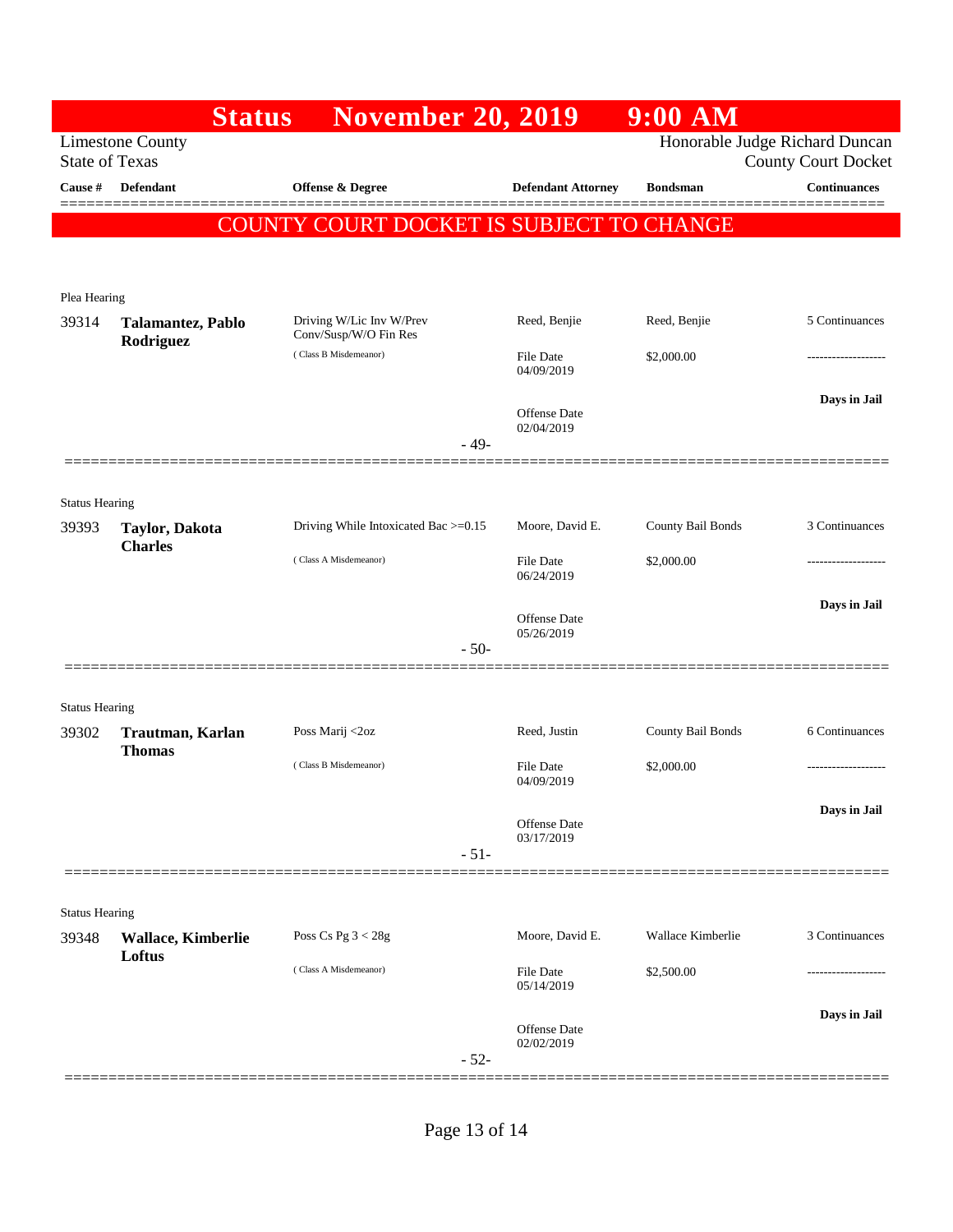# Status November 20, 2019 9:00 AM

Limestone County
State of Texas

Honorable Judge Richard Duncan
County Court Docket

**COUNTY COURT DOCKET IS SUBJECT TO CHANGE**

| Cause # | Defendant | Offense & Degree | Defendant Attorney | Bondsman | Continuances |
|---|---|---|---|---|---|
| **Plea Hearing** | | | | | |
| 39314 | **Talamantez, Pablo Rodriguez** | Driving W/Lic Inv W/Prev Conv/Susp/W/O Fin Res (Class B Misdemeanor) | Reed, Benjie<br>File Date 04/09/2019<br>Offense Date 02/04/2019 | Reed, Benjie<br>$2,000.00 | 5 Continuances<br>-------------------<br>**Days in Jail** |
| | | - 49- | | | |
| **Status Hearing** | | | | | |
| 39393 | **Taylor, Dakota Charles** | Driving While Intoxicated Bac >=0.15 (Class A Misdemeanor) | Moore, David E.<br>File Date 06/24/2019<br>Offense Date 05/26/2019 | County Bail Bonds<br>$2,000.00 | 3 Continuances<br>-------------------<br>**Days in Jail** |
| | | - 50- | | | |
| **Status Hearing** | | | | | |
| 39302 | **Trautman, Karlan Thomas** | Poss Marij <2oz (Class B Misdemeanor) | Reed, Justin<br>File Date 04/09/2019<br>Offense Date 03/17/2019 | County Bail Bonds<br>$2,000.00 | 6 Continuances<br>-------------------<br>**Days in Jail** |
| | | - 51- | | | |
| **Status Hearing** | | | | | |
| 39348 | **Wallace, Kimberlie Loftus** | Poss Cs Pg 3 < 28g (Class A Misdemeanor) | Moore, David E.<br>File Date 05/14/2019<br>Offense Date 02/02/2019 | Wallace Kimberlie<br>$2,500.00 | 3 Continuances<br>-------------------<br>**Days in Jail** |
| | | - 52- | | | |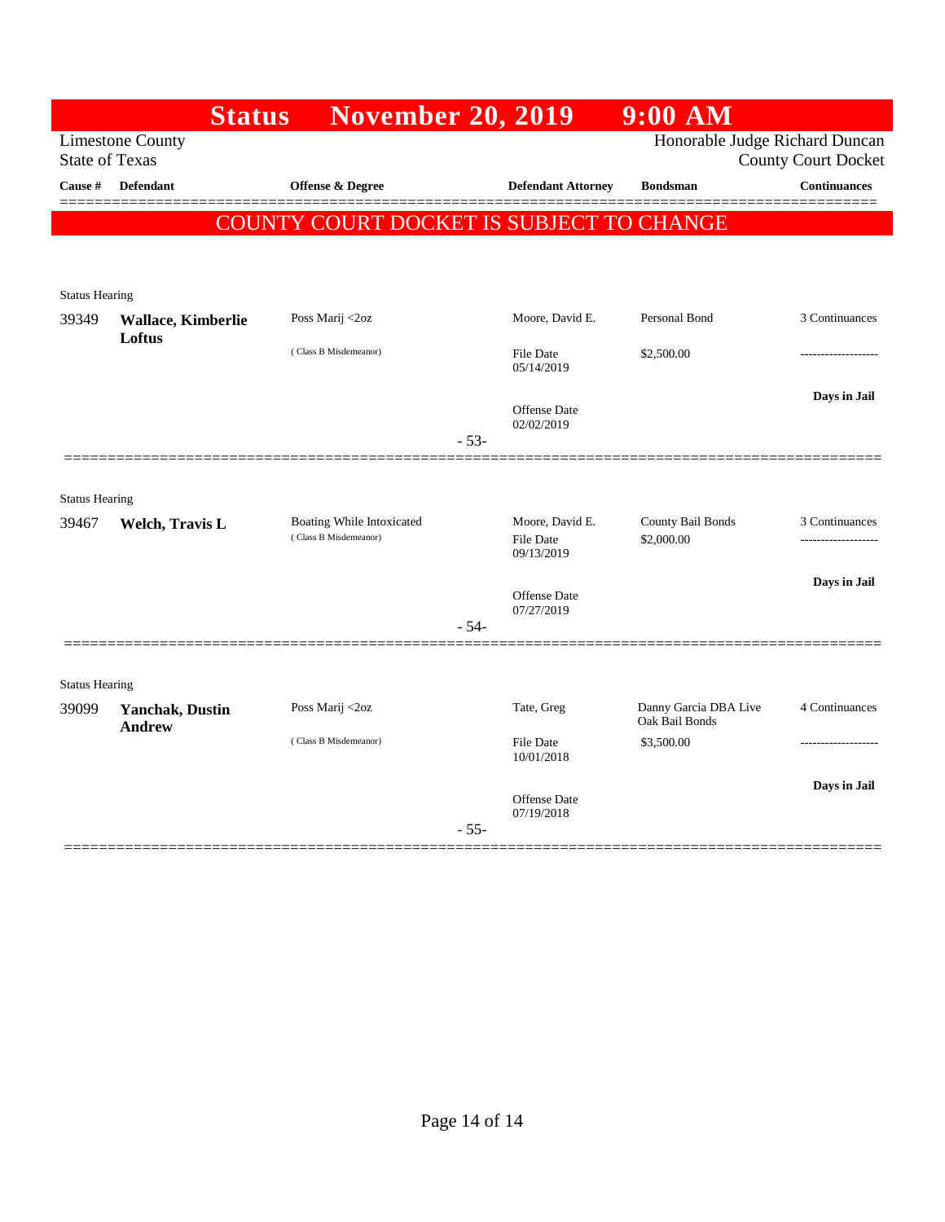# Status November 20, 2019 9:00 AM

Limestone County
State of Texas

Honorable Judge Richard Duncan
County Court Docket

| Cause # | Defendant | Offense & Degree | Defendant Attorney | Bondsman | Continuances |
|---|---|---|---|---|---|

**COUNTY COURT DOCKET IS SUBJECT TO CHANGE**

Status Hearing

| Cause # | Defendant | Offense & Degree | Defendant Attorney | Bondsman | Continuances |
|---|---|---|---|---|---|
| 39349 | **Wallace, Kimberlie Loftus** | Poss Marij <2oz (Class B Misdemeanor) | Moore, David E. | Personal Bond | 3 Continuances |
| | | | File Date 05/14/2019 | $2,500.00 | ------------------- |
| | | | Offense Date 02/02/2019 | | **Days in Jail** |

- 53-

Status Hearing

| Cause # | Defendant | Offense & Degree | Defendant Attorney | Bondsman | Continuances |
|---|---|---|---|---|---|
| 39467 | **Welch, Travis L** | Boating While Intoxicated (Class B Misdemeanor) | Moore, David E. | County Bail Bonds | 3 Continuances |
| | | | File Date 09/13/2019 | $2,000.00 | ------------------- |
| | | | Offense Date 07/27/2019 | | **Days in Jail** |

- 54-

Status Hearing

| Cause # | Defendant | Offense & Degree | Defendant Attorney | Bondsman | Continuances |
|---|---|---|---|---|---|
| 39099 | **Yanchak, Dustin Andrew** | Poss Marij <2oz (Class B Misdemeanor) | Tate, Greg | Danny Garcia DBA Live Oak Bail Bonds | 4 Continuances |
| | | | File Date 10/01/2018 | $3,500.00 | ------------------- |
| | | | Offense Date 07/19/2018 | | **Days in Jail** |

- 55-